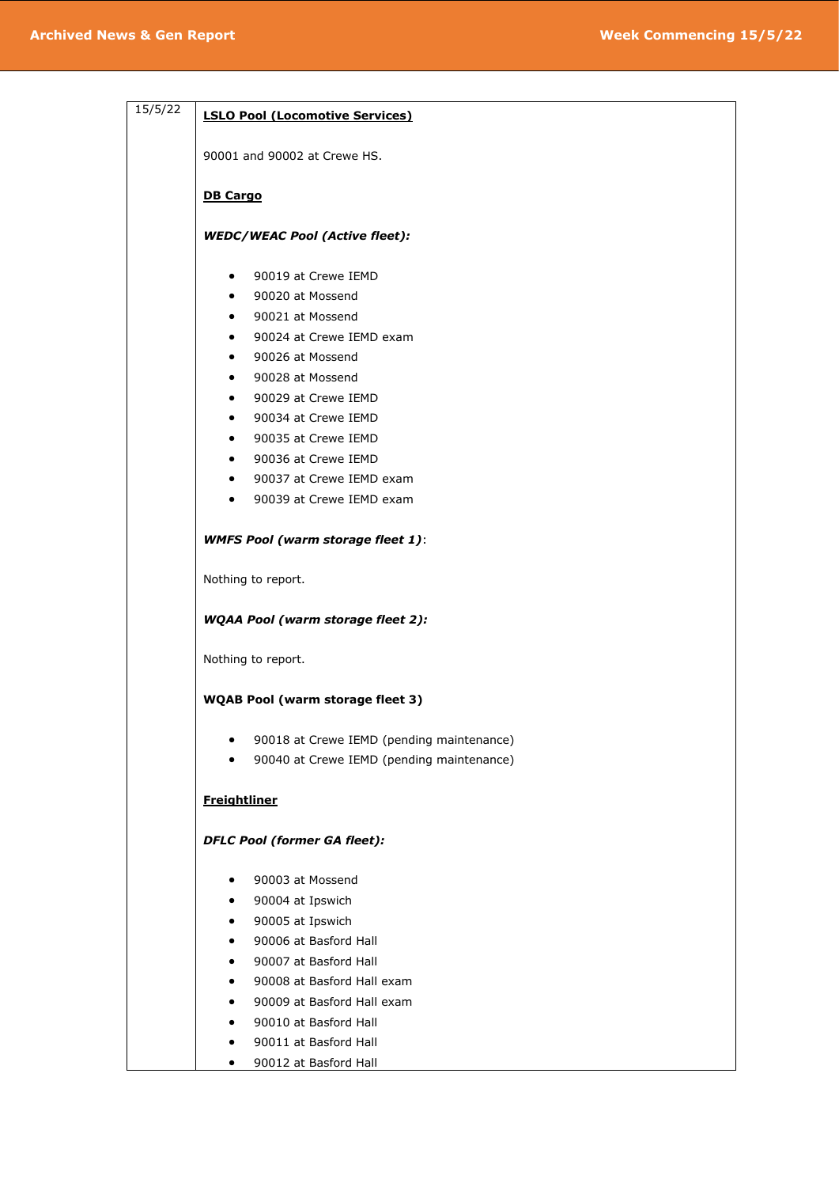| 15/5/22 | **LSLO Pool (Locomotive Services)**<br><br>90001 and 90002 at Crewe HS.<br><br>**DB Cargo**<br><br>***WEDC/WEAC Pool (Active fleet):***<br><br>• 90019 at Crewe IEMD<br>• 90020 at Mossend<br>• 90021 at Mossend<br>• 90024 at Crewe IEMD exam<br>• 90026 at Mossend<br>• 90028 at Mossend<br>• 90029 at Crewe IEMD<br>• 90034 at Crewe IEMD<br>• 90035 at Crewe IEMD<br>• 90036 at Crewe IEMD<br>• 90037 at Crewe IEMD exam<br>• 90039 at Crewe IEMD exam<br><br>***WMFS Pool (warm storage fleet 1)***:<br><br>Nothing to report.<br><br>***WQAA Pool (warm storage fleet 2):***<br><br>Nothing to report.<br><br>**WQAB Pool (warm storage fleet 3)**<br><br>• 90018 at Crewe IEMD (pending maintenance)<br>• 90040 at Crewe IEMD (pending maintenance)<br><br>**Freightliner**<br><br>***DFLC Pool (former GA fleet):***<br><br>• 90003 at Mossend<br>• 90004 at Ipswich<br>• 90005 at Ipswich<br>• 90006 at Basford Hall<br>• 90007 at Basford Hall<br>• 90008 at Basford Hall exam<br>• 90009 at Basford Hall exam<br>• 90010 at Basford Hall<br>• 90011 at Basford Hall<br>• 90012 at Basford Hall |
|---|---|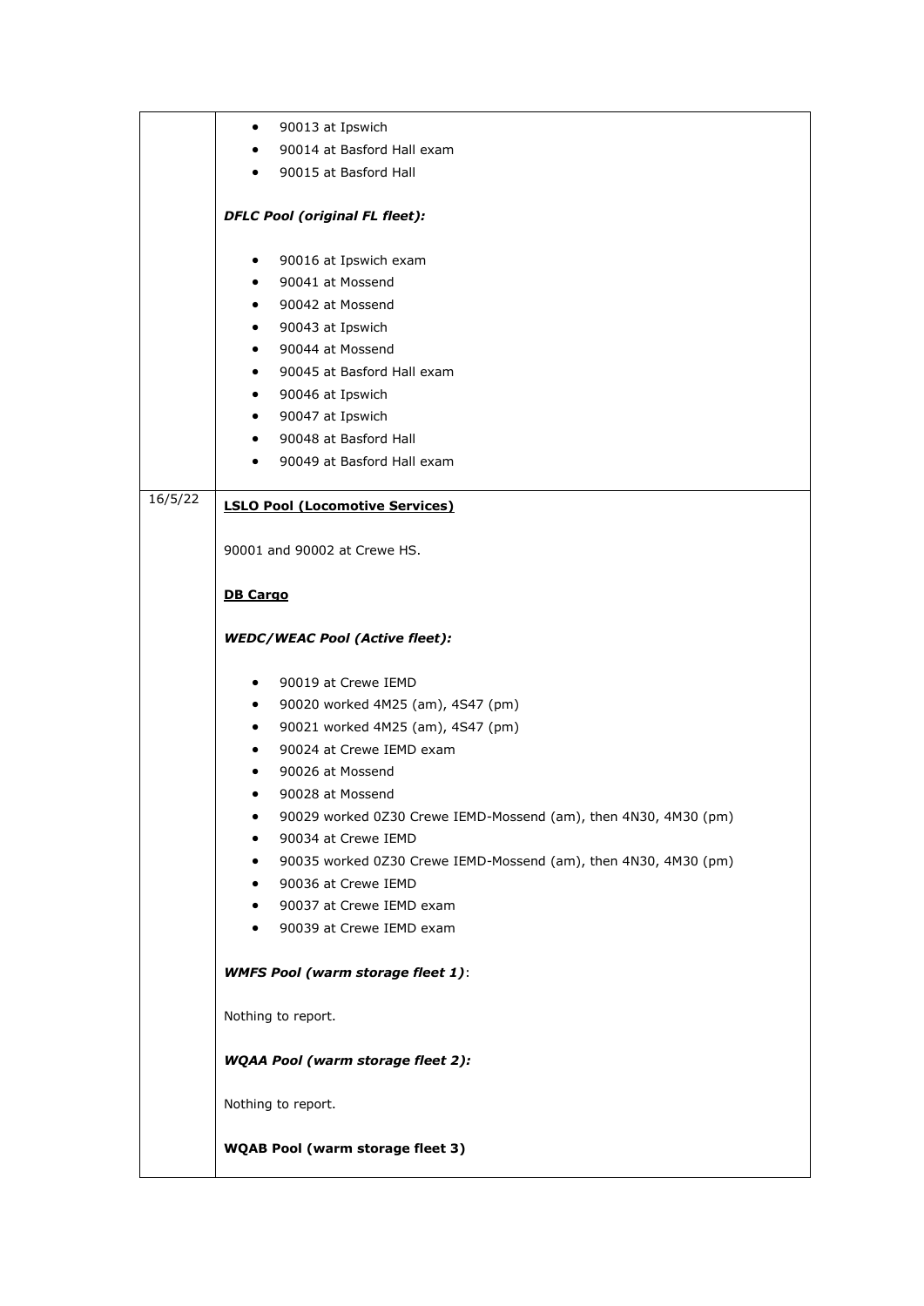| | |
|---|---|
| | - 90013 at Ipswich<br>- 90014 at Basford Hall exam<br>- 90015 at Basford Hall<br><br>***DFLC Pool (original FL fleet):***<br><br>- 90016 at Ipswich exam<br>- 90041 at Mossend<br>- 90042 at Mossend<br>- 90043 at Ipswich<br>- 90044 at Mossend<br>- 90045 at Basford Hall exam<br>- 90046 at Ipswich<br>- 90047 at Ipswich<br>- 90048 at Basford Hall<br>- 90049 at Basford Hall exam |
| 16/5/22 | **<u>LSLO Pool (Locomotive Services)</u>**<br><br>90001 and 90002 at Crewe HS.<br><br>**<u>DB Cargo</u>**<br><br>***WEDC/WEAC Pool (Active fleet):***<br><br>- 90019 at Crewe IEMD<br>- 90020 worked 4M25 (am), 4S47 (pm)<br>- 90021 worked 4M25 (am), 4S47 (pm)<br>- 90024 at Crewe IEMD exam<br>- 90026 at Mossend<br>- 90028 at Mossend<br>- 90029 worked 0Z30 Crewe IEMD-Mossend (am), then 4N30, 4M30 (pm)<br>- 90034 at Crewe IEMD<br>- 90035 worked 0Z30 Crewe IEMD-Mossend (am), then 4N30, 4M30 (pm)<br>- 90036 at Crewe IEMD<br>- 90037 at Crewe IEMD exam<br>- 90039 at Crewe IEMD exam<br><br>***WMFS Pool (warm storage fleet 1)***:<br><br>Nothing to report.<br><br>***WQAA Pool (warm storage fleet 2):***<br><br>Nothing to report.<br><br>**WQAB Pool (warm storage fleet 3)** |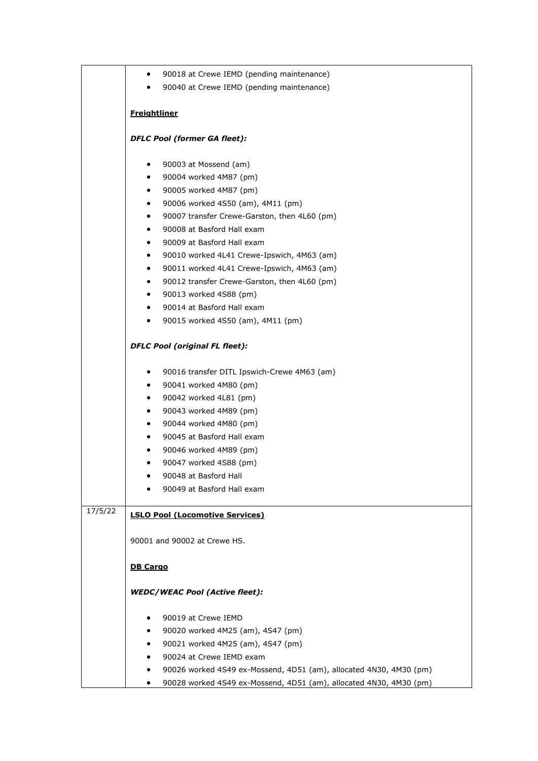| | |
|---|---|
| | • 90018 at Crewe IEMD (pending maintenance)<br>• 90040 at Crewe IEMD (pending maintenance)<br><br>**<u>Freightliner</u>**<br><br>***DFLC Pool (former GA fleet):***<br><br>• 90003 at Mossend (am)<br>• 90004 worked 4M87 (pm)<br>• 90005 worked 4M87 (pm)<br>• 90006 worked 4S50 (am), 4M11 (pm)<br>• 90007 transfer Crewe-Garston, then 4L60 (pm)<br>• 90008 at Basford Hall exam<br>• 90009 at Basford Hall exam<br>• 90010 worked 4L41 Crewe-Ipswich, 4M63 (am)<br>• 90011 worked 4L41 Crewe-Ipswich, 4M63 (am)<br>• 90012 transfer Crewe-Garston, then 4L60 (pm)<br>• 90013 worked 4S88 (pm)<br>• 90014 at Basford Hall exam<br>• 90015 worked 4S50 (am), 4M11 (pm)<br><br>***DFLC Pool (original FL fleet):***<br><br>• 90016 transfer DITL Ipswich-Crewe 4M63 (am)<br>• 90041 worked 4M80 (pm)<br>• 90042 worked 4L81 (pm)<br>• 90043 worked 4M89 (pm)<br>• 90044 worked 4M80 (pm)<br>• 90045 at Basford Hall exam<br>• 90046 worked 4M89 (pm)<br>• 90047 worked 4S88 (pm)<br>• 90048 at Basford Hall<br>• 90049 at Basford Hall exam |
| 17/5/22 | **<u>LSLO Pool (Locomotive Services)</u>**<br><br>90001 and 90002 at Crewe HS.<br><br>**<u>DB Cargo</u>**<br><br>***WEDC/WEAC Pool (Active fleet):***<br><br>• 90019 at Crewe IEMD<br>• 90020 worked 4M25 (am), 4S47 (pm)<br>• 90021 worked 4M25 (am), 4S47 (pm)<br>• 90024 at Crewe IEMD exam<br>• 90026 worked 4S49 ex-Mossend, 4D51 (am), allocated 4N30, 4M30 (pm)<br>• 90028 worked 4S49 ex-Mossend, 4D51 (am), allocated 4N30, 4M30 (pm) |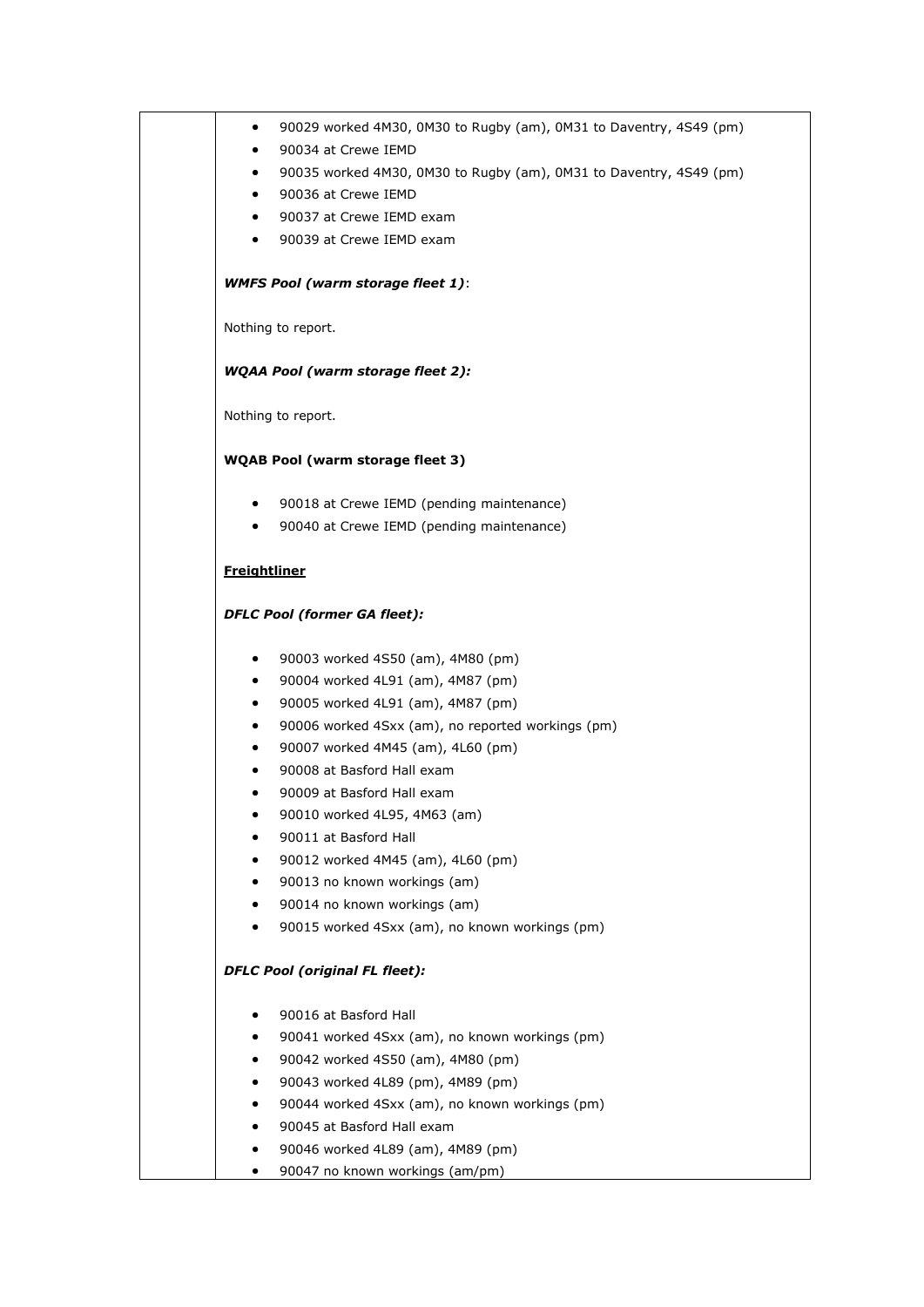- 90029 worked 4M30, 0M30 to Rugby (am), 0M31 to Daventry, 4S49 (pm)
- 90034 at Crewe IEMD
- 90035 worked 4M30, 0M30 to Rugby (am), 0M31 to Daventry, 4S49 (pm)
- 90036 at Crewe IEMD
- 90037 at Crewe IEMD exam
- 90039 at Crewe IEMD exam

***WMFS Pool (warm storage fleet 1)***:

Nothing to report.

***WQAA Pool (warm storage fleet 2):***

Nothing to report.

**WQAB Pool (warm storage fleet 3)**

- 90018 at Crewe IEMD (pending maintenance)
- 90040 at Crewe IEMD (pending maintenance)

**<u>Freightliner</u>**

***DFLC Pool (former GA fleet):***

- 90003 worked 4S50 (am), 4M80 (pm)
- 90004 worked 4L91 (am), 4M87 (pm)
- 90005 worked 4L91 (am), 4M87 (pm)
- 90006 worked 4Sxx (am), no reported workings (pm)
- 90007 worked 4M45 (am), 4L60 (pm)
- 90008 at Basford Hall exam
- 90009 at Basford Hall exam
- 90010 worked 4L95, 4M63 (am)
- 90011 at Basford Hall
- 90012 worked 4M45 (am), 4L60 (pm)
- 90013 no known workings (am)
- 90014 no known workings (am)
- 90015 worked 4Sxx (am), no known workings (pm)

***DFLC Pool (original FL fleet):***

- 90016 at Basford Hall
- 90041 worked 4Sxx (am), no known workings (pm)
- 90042 worked 4S50 (am), 4M80 (pm)
- 90043 worked 4L89 (pm), 4M89 (pm)
- 90044 worked 4Sxx (am), no known workings (pm)
- 90045 at Basford Hall exam
- 90046 worked 4L89 (am), 4M89 (pm)
- 90047 no known workings (am/pm)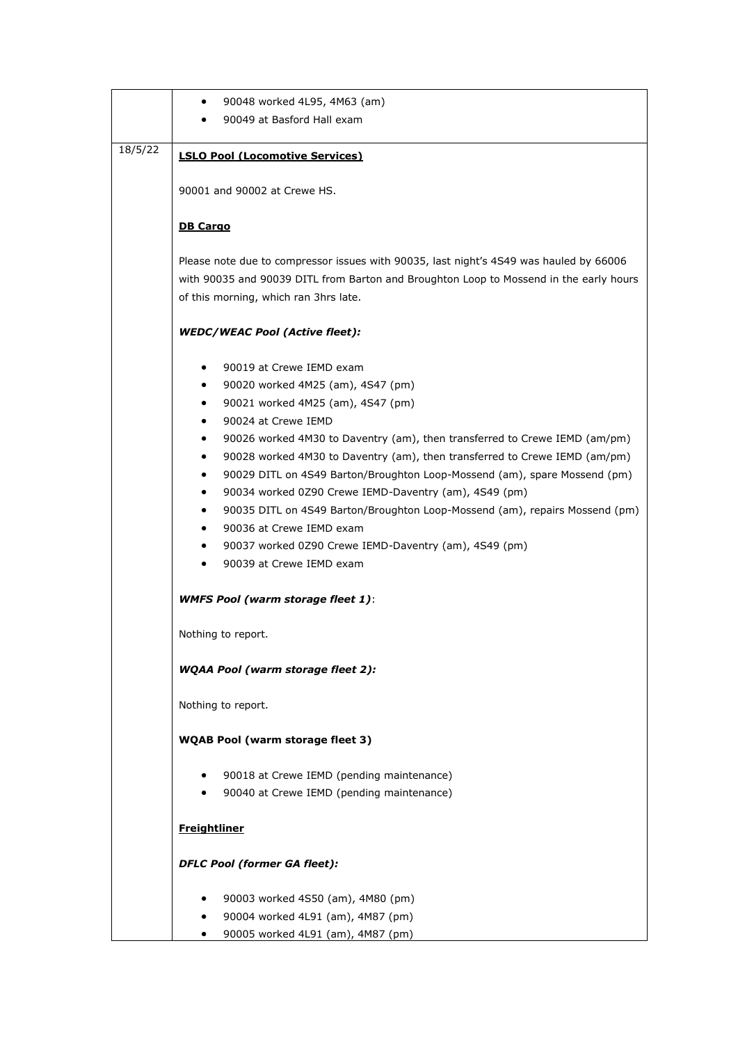| | |
|---|---|
| | • 90048 worked 4L95, 4M63 (am)<br>• 90049 at Basford Hall exam |
| 18/5/22 | **<u>LSLO Pool (Locomotive Services)</u>**<br><br>90001 and 90002 at Crewe HS.<br><br>**<u>DB Cargo</u>**<br><br>Please note due to compressor issues with 90035, last night's 4S49 was hauled by 66006 with 90035 and 90039 DITL from Barton and Broughton Loop to Mossend in the early hours of this morning, which ran 3hrs late.<br><br>***WEDC/WEAC Pool (Active fleet):***<br><br>• 90019 at Crewe IEMD exam<br>• 90020 worked 4M25 (am), 4S47 (pm)<br>• 90021 worked 4M25 (am), 4S47 (pm)<br>• 90024 at Crewe IEMD<br>• 90026 worked 4M30 to Daventry (am), then transferred to Crewe IEMD (am/pm)<br>• 90028 worked 4M30 to Daventry (am), then transferred to Crewe IEMD (am/pm)<br>• 90029 DITL on 4S49 Barton/Broughton Loop-Mossend (am), spare Mossend (pm)<br>• 90034 worked 0Z90 Crewe IEMD-Daventry (am), 4S49 (pm)<br>• 90035 DITL on 4S49 Barton/Broughton Loop-Mossend (am), repairs Mossend (pm)<br>• 90036 at Crewe IEMD exam<br>• 90037 worked 0Z90 Crewe IEMD-Daventry (am), 4S49 (pm)<br>• 90039 at Crewe IEMD exam<br><br>***WMFS Pool (warm storage fleet 1)***:<br><br>Nothing to report.<br><br>***WQAA Pool (warm storage fleet 2):***<br><br>Nothing to report.<br><br>**WQAB Pool (warm storage fleet 3)**<br><br>• 90018 at Crewe IEMD (pending maintenance)<br>• 90040 at Crewe IEMD (pending maintenance)<br><br>**<u>Freightliner</u>**<br><br>***DFLC Pool (former GA fleet):***<br><br>• 90003 worked 4S50 (am), 4M80 (pm)<br>• 90004 worked 4L91 (am), 4M87 (pm)<br>• 90005 worked 4L91 (am), 4M87 (pm) |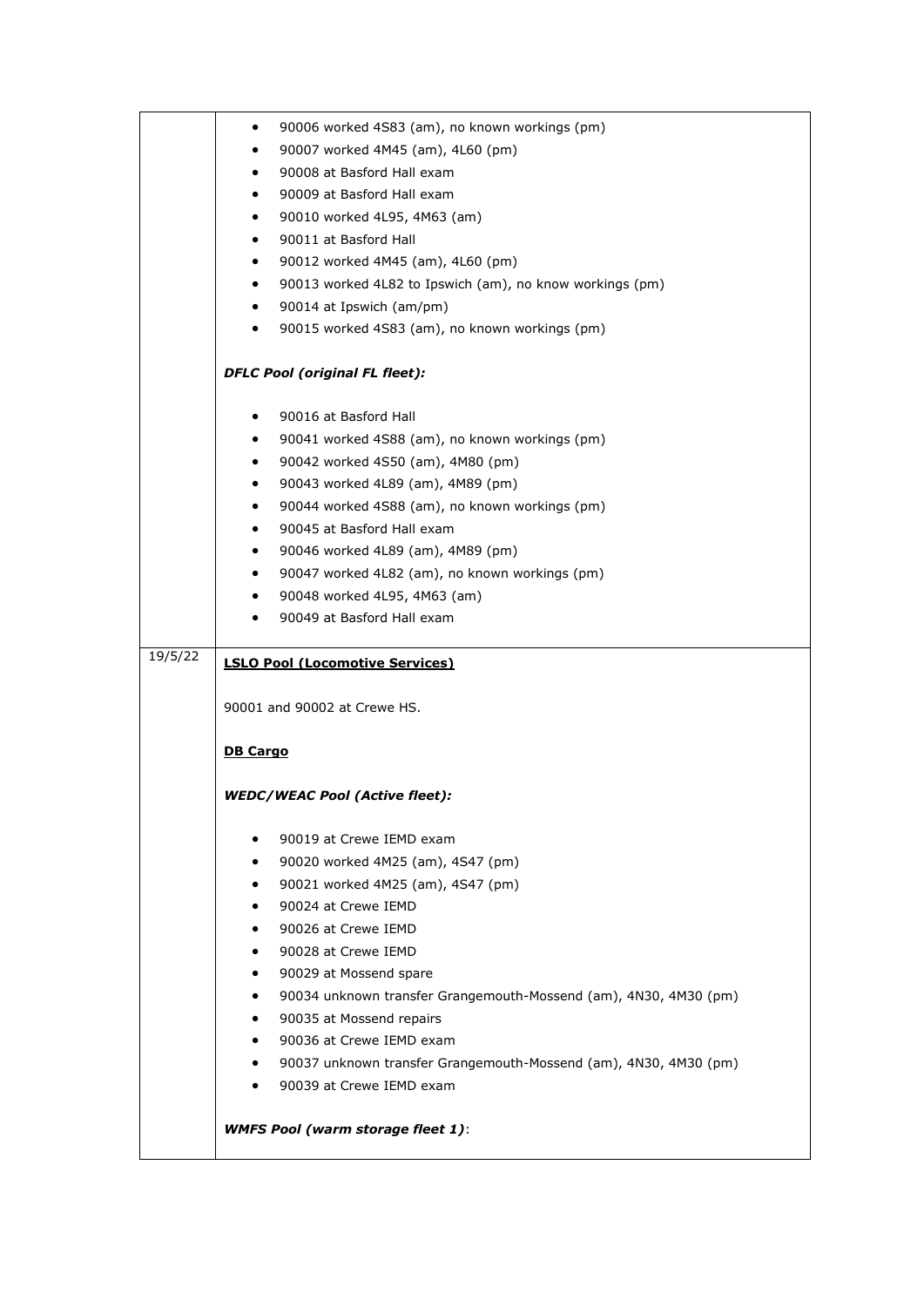| | |
|---|---|
| | • 90006 worked 4S83 (am), no known workings (pm)<br>• 90007 worked 4M45 (am), 4L60 (pm)<br>• 90008 at Basford Hall exam<br>• 90009 at Basford Hall exam<br>• 90010 worked 4L95, 4M63 (am)<br>• 90011 at Basford Hall<br>• 90012 worked 4M45 (am), 4L60 (pm)<br>• 90013 worked 4L82 to Ipswich (am), no know workings (pm)<br>• 90014 at Ipswich (am/pm)<br>• 90015 worked 4S83 (am), no known workings (pm)<br><br>***DFLC Pool (original FL fleet):***<br><br>• 90016 at Basford Hall<br>• 90041 worked 4S88 (am), no known workings (pm)<br>• 90042 worked 4S50 (am), 4M80 (pm)<br>• 90043 worked 4L89 (am), 4M89 (pm)<br>• 90044 worked 4S88 (am), no known workings (pm)<br>• 90045 at Basford Hall exam<br>• 90046 worked 4L89 (am), 4M89 (pm)<br>• 90047 worked 4L82 (am), no known workings (pm)<br>• 90048 worked 4L95, 4M63 (am)<br>• 90049 at Basford Hall exam |
| 19/5/22 | **LSLO Pool (Locomotive Services)**<br><br>90001 and 90002 at Crewe HS.<br><br>**DB Cargo**<br><br>***WEDC/WEAC Pool (Active fleet):***<br><br>• 90019 at Crewe IEMD exam<br>• 90020 worked 4M25 (am), 4S47 (pm)<br>• 90021 worked 4M25 (am), 4S47 (pm)<br>• 90024 at Crewe IEMD<br>• 90026 at Crewe IEMD<br>• 90028 at Crewe IEMD<br>• 90029 at Mossend spare<br>• 90034 unknown transfer Grangemouth-Mossend (am), 4N30, 4M30 (pm)<br>• 90035 at Mossend repairs<br>• 90036 at Crewe IEMD exam<br>• 90037 unknown transfer Grangemouth-Mossend (am), 4N30, 4M30 (pm)<br>• 90039 at Crewe IEMD exam<br><br>***WMFS Pool (warm storage fleet 1)***: |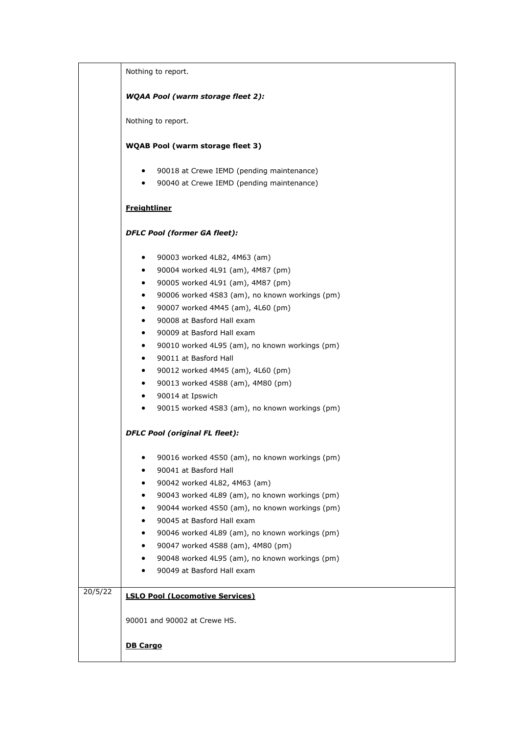| | |
|---|---|
| | Nothing to report.<br><br>***WQAA Pool (warm storage fleet 2):***<br><br>Nothing to report.<br><br>**WQAB Pool (warm storage fleet 3)**<br><br>• 90018 at Crewe IEMD (pending maintenance)<br>• 90040 at Crewe IEMD (pending maintenance)<br><br>**Freightliner**<br><br>***DFLC Pool (former GA fleet):***<br><br>• 90003 worked 4L82, 4M63 (am)<br>• 90004 worked 4L91 (am), 4M87 (pm)<br>• 90005 worked 4L91 (am), 4M87 (pm)<br>• 90006 worked 4S83 (am), no known workings (pm)<br>• 90007 worked 4M45 (am), 4L60 (pm)<br>• 90008 at Basford Hall exam<br>• 90009 at Basford Hall exam<br>• 90010 worked 4L95 (am), no known workings (pm)<br>• 90011 at Basford Hall<br>• 90012 worked 4M45 (am), 4L60 (pm)<br>• 90013 worked 4S88 (am), 4M80 (pm)<br>• 90014 at Ipswich<br>• 90015 worked 4S83 (am), no known workings (pm)<br><br>***DFLC Pool (original FL fleet):***<br><br>• 90016 worked 4S50 (am), no known workings (pm)<br>• 90041 at Basford Hall<br>• 90042 worked 4L82, 4M63 (am)<br>• 90043 worked 4L89 (am), no known workings (pm)<br>• 90044 worked 4S50 (am), no known workings (pm)<br>• 90045 at Basford Hall exam<br>• 90046 worked 4L89 (am), no known workings (pm)<br>• 90047 worked 4S88 (am), 4M80 (pm)<br>• 90048 worked 4L95 (am), no known workings (pm)<br>• 90049 at Basford Hall exam |
| 20/5/22 | **LSLO Pool (Locomotive Services)**<br><br>90001 and 90002 at Crewe HS.<br><br>**DB Cargo** |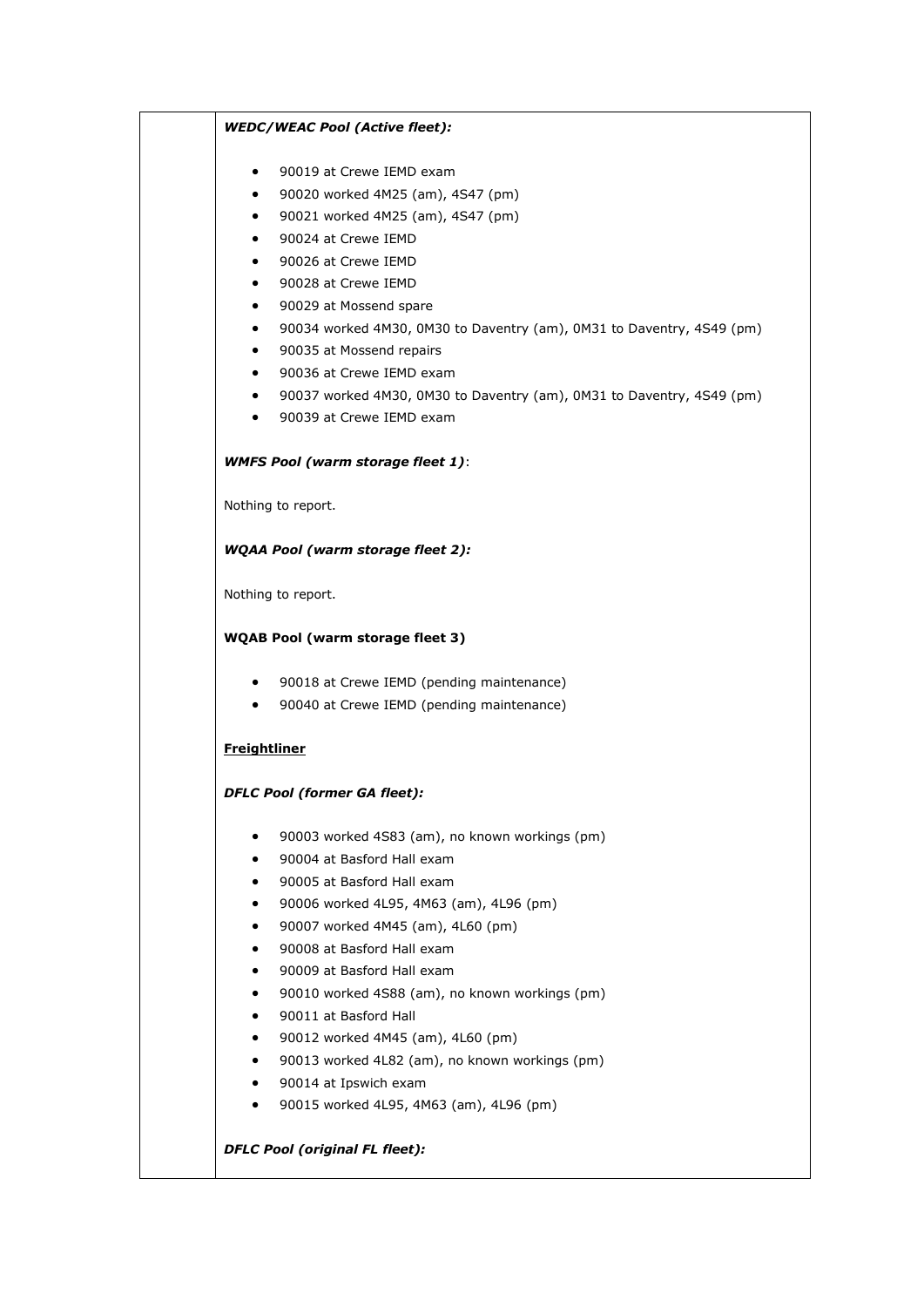***WEDC/WEAC Pool (Active fleet):***

- 90019 at Crewe IEMD exam
- 90020 worked 4M25 (am), 4S47 (pm)
- 90021 worked 4M25 (am), 4S47 (pm)
- 90024 at Crewe IEMD
- 90026 at Crewe IEMD
- 90028 at Crewe IEMD
- 90029 at Mossend spare
- 90034 worked 4M30, 0M30 to Daventry (am), 0M31 to Daventry, 4S49 (pm)
- 90035 at Mossend repairs
- 90036 at Crewe IEMD exam
- 90037 worked 4M30, 0M30 to Daventry (am), 0M31 to Daventry, 4S49 (pm)
- 90039 at Crewe IEMD exam

***WMFS Pool (warm storage fleet 1)***:

Nothing to report.

***WQAA Pool (warm storage fleet 2):***

Nothing to report.

**WQAB Pool (warm storage fleet 3)**

- 90018 at Crewe IEMD (pending maintenance)
- 90040 at Crewe IEMD (pending maintenance)

**<u>Freightliner</u>**

***DFLC Pool (former GA fleet):***

- 90003 worked 4S83 (am), no known workings (pm)
- 90004 at Basford Hall exam
- 90005 at Basford Hall exam
- 90006 worked 4L95, 4M63 (am), 4L96 (pm)
- 90007 worked 4M45 (am), 4L60 (pm)
- 90008 at Basford Hall exam
- 90009 at Basford Hall exam
- 90010 worked 4S88 (am), no known workings (pm)
- 90011 at Basford Hall
- 90012 worked 4M45 (am), 4L60 (pm)
- 90013 worked 4L82 (am), no known workings (pm)
- 90014 at Ipswich exam
- 90015 worked 4L95, 4M63 (am), 4L96 (pm)

***DFLC Pool (original FL fleet):***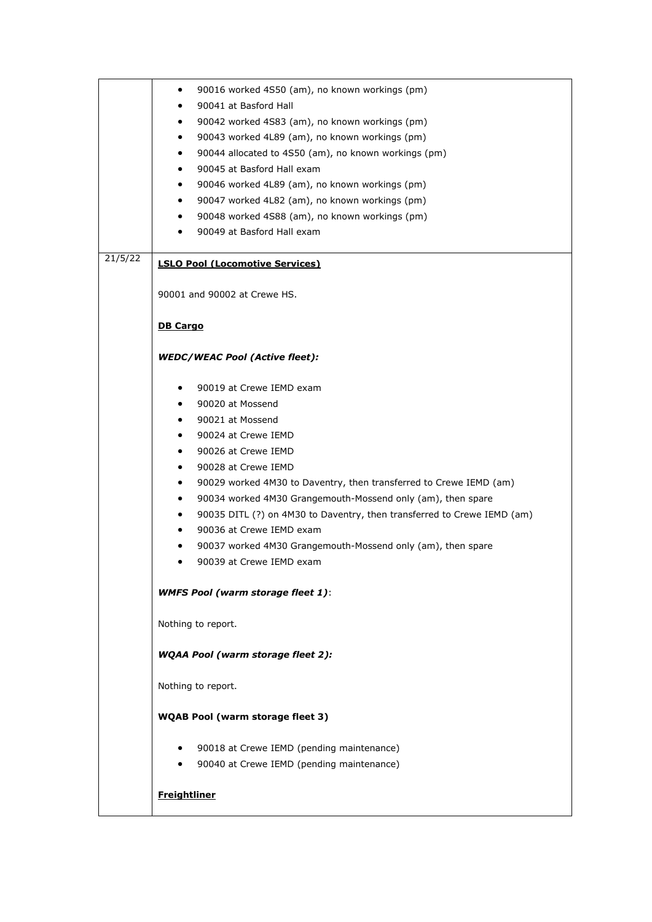| | |
|---|---|
| | • 90016 worked 4S50 (am), no known workings (pm)<br>• 90041 at Basford Hall<br>• 90042 worked 4S83 (am), no known workings (pm)<br>• 90043 worked 4L89 (am), no known workings (pm)<br>• 90044 allocated to 4S50 (am), no known workings (pm)<br>• 90045 at Basford Hall exam<br>• 90046 worked 4L89 (am), no known workings (pm)<br>• 90047 worked 4L82 (am), no known workings (pm)<br>• 90048 worked 4S88 (am), no known workings (pm)<br>• 90049 at Basford Hall exam |
| 21/5/22 | **<u>LSLO Pool (Locomotive Services)</u>**<br><br>90001 and 90002 at Crewe HS.<br><br>**<u>DB Cargo</u>**<br><br>***WEDC/WEAC Pool (Active fleet):***<br><br>• 90019 at Crewe IEMD exam<br>• 90020 at Mossend<br>• 90021 at Mossend<br>• 90024 at Crewe IEMD<br>• 90026 at Crewe IEMD<br>• 90028 at Crewe IEMD<br>• 90029 worked 4M30 to Daventry, then transferred to Crewe IEMD (am)<br>• 90034 worked 4M30 Grangemouth-Mossend only (am), then spare<br>• 90035 DITL (?) on 4M30 to Daventry, then transferred to Crewe IEMD (am)<br>• 90036 at Crewe IEMD exam<br>• 90037 worked 4M30 Grangemouth-Mossend only (am), then spare<br>• 90039 at Crewe IEMD exam<br><br>***WMFS Pool (warm storage fleet 1)***:<br><br>Nothing to report.<br><br>***WQAA Pool (warm storage fleet 2):***<br><br>Nothing to report.<br><br>**WQAB Pool (warm storage fleet 3)**<br><br>• 90018 at Crewe IEMD (pending maintenance)<br>• 90040 at Crewe IEMD (pending maintenance)<br><br>**<u>Freightliner</u>** |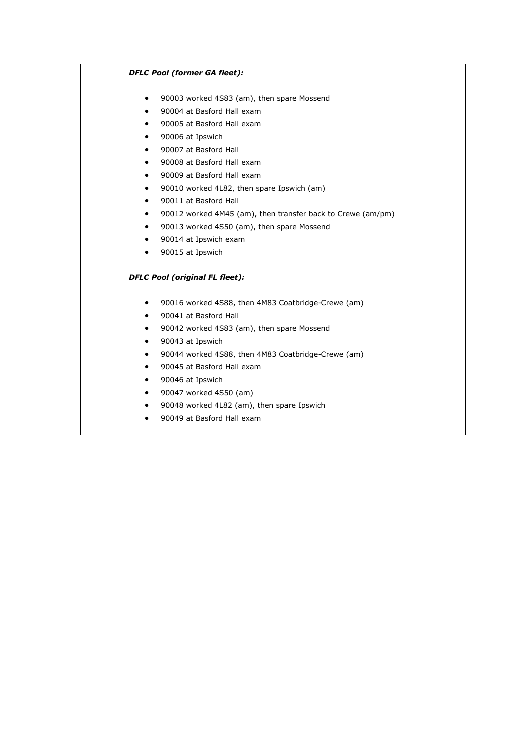***DFLC Pool (former GA fleet):***

- 90003 worked 4S83 (am), then spare Mossend
- 90004 at Basford Hall exam
- 90005 at Basford Hall exam
- 90006 at Ipswich
- 90007 at Basford Hall
- 90008 at Basford Hall exam
- 90009 at Basford Hall exam
- 90010 worked 4L82, then spare Ipswich (am)
- 90011 at Basford Hall
- 90012 worked 4M45 (am), then transfer back to Crewe (am/pm)
- 90013 worked 4S50 (am), then spare Mossend
- 90014 at Ipswich exam
- 90015 at Ipswich

***DFLC Pool (original FL fleet):***

- 90016 worked 4S88, then 4M83 Coatbridge-Crewe (am)
- 90041 at Basford Hall
- 90042 worked 4S83 (am), then spare Mossend
- 90043 at Ipswich
- 90044 worked 4S88, then 4M83 Coatbridge-Crewe (am)
- 90045 at Basford Hall exam
- 90046 at Ipswich
- 90047 worked 4S50 (am)
- 90048 worked 4L82 (am), then spare Ipswich
- 90049 at Basford Hall exam